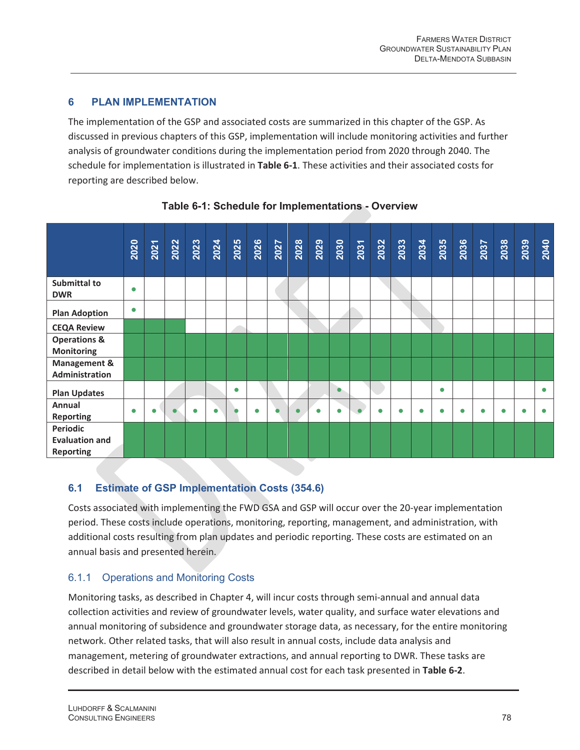# 6 PLAN IMPLEMENTATION

The implementation of the GSP and associated costs are summarized in this chapter of the GSP. As discussed in previous chapters of this GSP, implementation will include monitoring activities and further analysis of groundwater conditions during the implementation period from 2020 through 2040. The schedule for implementation is illustrated in **Table 6-1**. These activities and their associated costs for reporting are described below.

**Table 6-1: Schedule for Implementations - Overview**

| | 2020 | 2021 | 2022 | 2023 | 2024 | 2025 | 2026 | 2027 | 2028 | 2029 | 2030 | 2031 | 2032 | 2033 | 2034 | 2035 | 2036 | 2037 | 2038 | 2039 | 2040 |
|---|---|---|---|---|---|---|---|---|---|---|---|---|---|---|---|---|---|---|---|---|---|
| **Submittal to DWR** | ● | | | | | | | | | | | | | | | | | | | | |
| **Plan Adoption** | ● | | | | | | | | | | | | | | | | | | | | |
| **CEQA Review** | ■ | ■ | ■ | | | | | | | | | | | | | | | | | | |
| **Operations & Monitoring** | ■ | ■ | ■ | ■ | ■ | ■ | ■ | ■ | ■ | ■ | ■ | ■ | ■ | ■ | ■ | ■ | ■ | ■ | ■ | ■ | ■ |
| **Management & Administration** | ■ | ■ | ■ | ■ | ■ | ■ | ■ | ■ | ■ | ■ | ■ | ■ | ■ | ■ | ■ | ■ | ■ | ■ | ■ | ■ | ■ |
| **Plan Updates** | | | | | | ● | | | | | ● | | | | | ● | | | | | ● |
| **Annual Reporting** | ● | ● | ● | ● | ● | ● | ● | ● | ● | ● | ● | ● | ● | ● | ● | ● | ● | ● | ● | ● | ● |
| **Periodic Evaluation and Reporting** | ■ | ■ | ■ | ■ | ■ | ■ | ■ | ■ | ■ | ■ | ■ | ■ | ■ | ■ | ■ | ■ | ■ | ■ | ■ | ■ | ■ |

## 6.1 Estimate of GSP Implementation Costs (354.6)

Costs associated with implementing the FWD GSA and GSP will occur over the 20-year implementation period. These costs include operations, monitoring, reporting, management, and administration, with additional costs resulting from plan updates and periodic reporting. These costs are estimated on an annual basis and presented herein.

### 6.1.1 Operations and Monitoring Costs

Monitoring tasks, as described in Chapter 4, will incur costs through semi-annual and annual data collection activities and review of groundwater levels, water quality, and surface water elevations and annual monitoring of subsidence and groundwater storage data, as necessary, for the entire monitoring network. Other related tasks, that will also result in annual costs, include data analysis and management, metering of groundwater extractions, and annual reporting to DWR. These tasks are described in detail below with the estimated annual cost for each task presented in **Table 6-2**.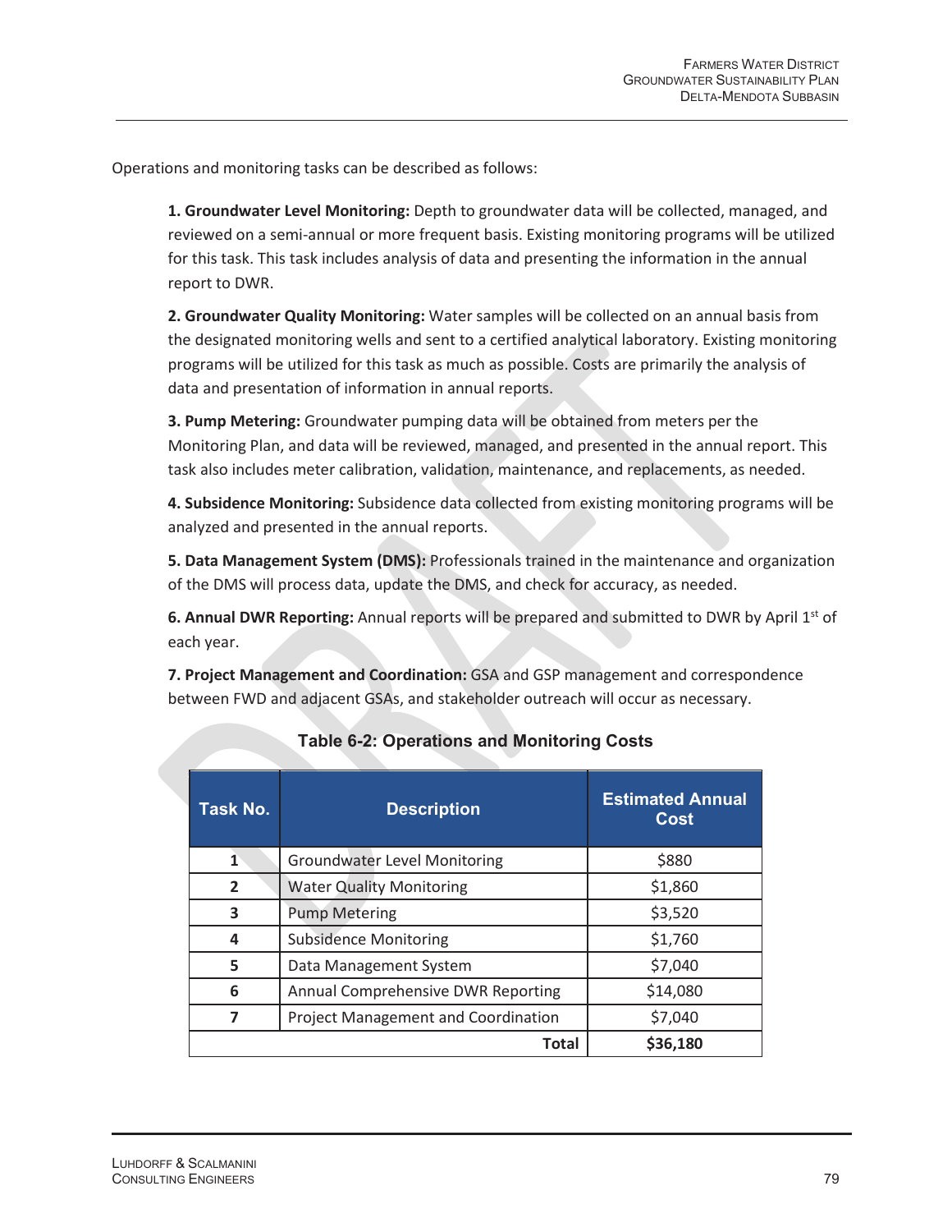Operations and monitoring tasks can be described as follows:

**1. Groundwater Level Monitoring:** Depth to groundwater data will be collected, managed, and reviewed on a semi-annual or more frequent basis. Existing monitoring programs will be utilized for this task. This task includes analysis of data and presenting the information in the annual report to DWR.

**2. Groundwater Quality Monitoring:** Water samples will be collected on an annual basis from the designated monitoring wells and sent to a certified analytical laboratory. Existing monitoring programs will be utilized for this task as much as possible. Costs are primarily the analysis of data and presentation of information in annual reports.

**3. Pump Metering:** Groundwater pumping data will be obtained from meters per the Monitoring Plan, and data will be reviewed, managed, and presented in the annual report. This task also includes meter calibration, validation, maintenance, and replacements, as needed.

**4. Subsidence Monitoring:** Subsidence data collected from existing monitoring programs will be analyzed and presented in the annual reports.

**5. Data Management System (DMS):** Professionals trained in the maintenance and organization of the DMS will process data, update the DMS, and check for accuracy, as needed.

**6. Annual DWR Reporting:** Annual reports will be prepared and submitted to DWR by April 1st of each year.

**7. Project Management and Coordination:** GSA and GSP management and correspondence between FWD and adjacent GSAs, and stakeholder outreach will occur as necessary.

**Table 6-2: Operations and Monitoring Costs**

| Task No. | Description | Estimated Annual Cost |
|---|---|---|
| 1 | Groundwater Level Monitoring | $880 |
| 2 | Water Quality Monitoring | $1,860 |
| 3 | Pump Metering | $3,520 |
| 4 | Subsidence Monitoring | $1,760 |
| 5 | Data Management System | $7,040 |
| 6 | Annual Comprehensive DWR Reporting | $14,080 |
| 7 | Project Management and Coordination | $7,040 |
| | **Total** | **$36,180** |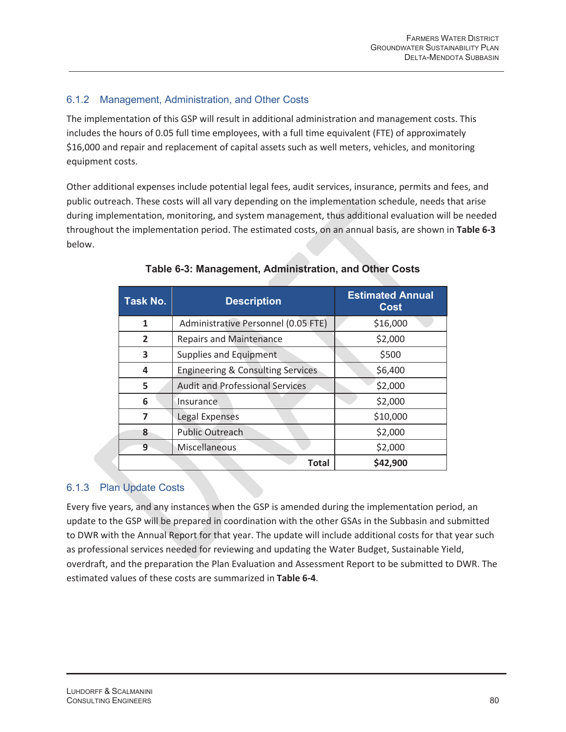### 6.1.2 Management, Administration, and Other Costs

The implementation of this GSP will result in additional administration and management costs. This includes the hours of 0.05 full time employees, with a full time equivalent (FTE) of approximately $16,000 and repair and replacement of capital assets such as well meters, vehicles, and monitoring equipment costs.

Other additional expenses include potential legal fees, audit services, insurance, permits and fees, and public outreach. These costs will all vary depending on the implementation schedule, needs that arise during implementation, monitoring, and system management, thus additional evaluation will be needed throughout the implementation period. The estimated costs, on an annual basis, are shown in **Table 6-3** below.

**Table 6-3: Management, Administration, and Other Costs**

| Task No. | Description | Estimated Annual Cost |
|---|---|---|
| 1 | Administrative Personnel (0.05 FTE) | $16,000 |
| 2 | Repairs and Maintenance | $2,000 |
| 3 | Supplies and Equipment | $500 |
| 4 | Engineering & Consulting Services | $6,400 |
| 5 | Audit and Professional Services | $2,000 |
| 6 | Insurance | $2,000 |
| 7 | Legal Expenses | $10,000 |
| 8 | Public Outreach | $2,000 |
| 9 | Miscellaneous | $2,000 |
| | **Total** | **$42,900** |

### 6.1.3 Plan Update Costs

Every five years, and any instances when the GSP is amended during the implementation period, an update to the GSP will be prepared in coordination with the other GSAs in the Subbasin and submitted to DWR with the Annual Report for that year. The update will include additional costs for that year such as professional services needed for reviewing and updating the Water Budget, Sustainable Yield, overdraft, and the preparation the Plan Evaluation and Assessment Report to be submitted to DWR. The estimated values of these costs are summarized in **Table 6-4**.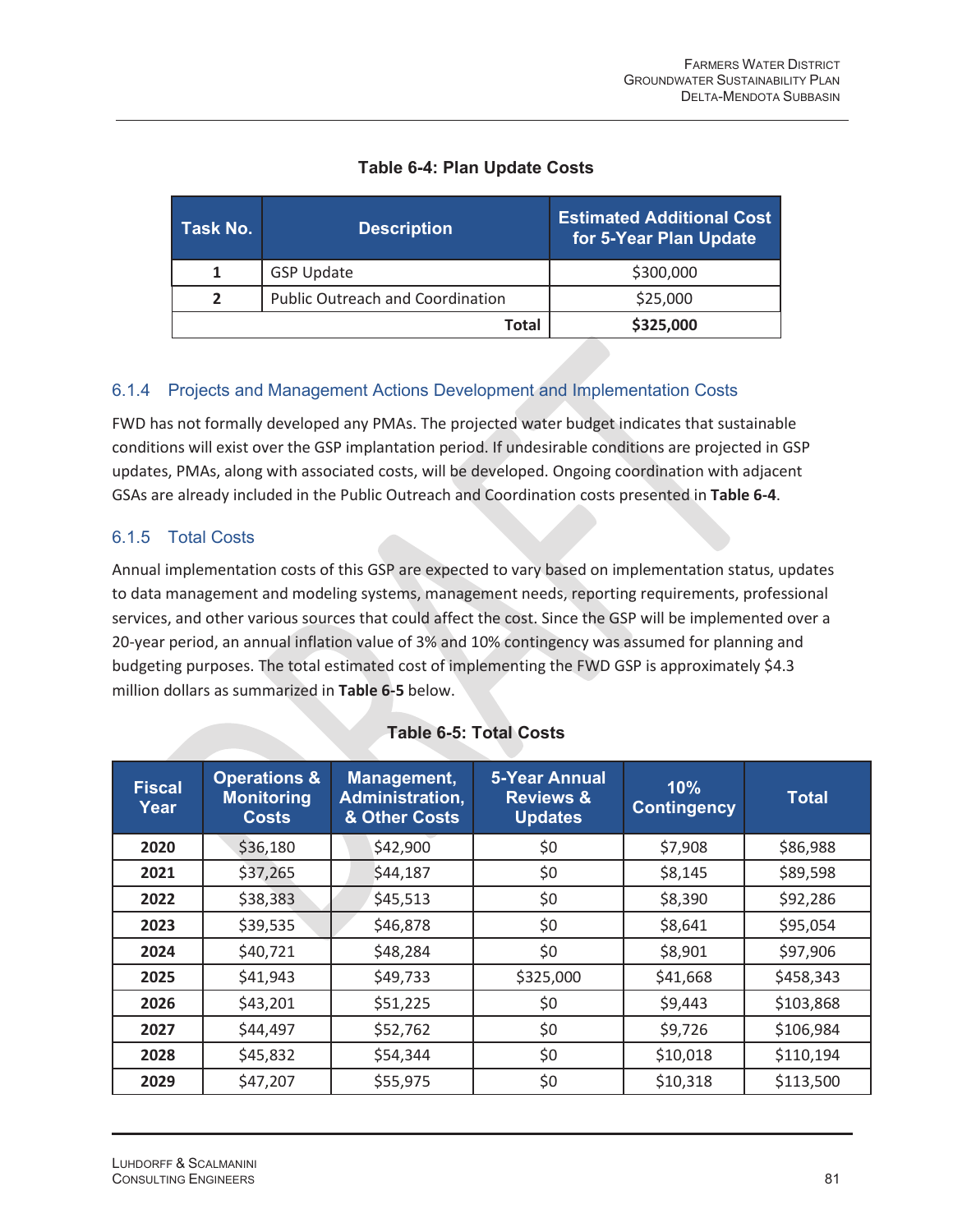**Table 6-4: Plan Update Costs**

| Task No. | Description | Estimated Additional Cost for 5-Year Plan Update |
|---|---|---|
| 1 | GSP Update | $300,000 |
| 2 | Public Outreach and Coordination | $25,000 |
| | **Total** | **$325,000** |

### 6.1.4 Projects and Management Actions Development and Implementation Costs

FWD has not formally developed any PMAs. The projected water budget indicates that sustainable conditions will exist over the GSP implantation period. If undesirable conditions are projected in GSP updates, PMAs, along with associated costs, will be developed. Ongoing coordination with adjacent GSAs are already included in the Public Outreach and Coordination costs presented in **Table 6-4**.

### 6.1.5 Total Costs

Annual implementation costs of this GSP are expected to vary based on implementation status, updates to data management and modeling systems, management needs, reporting requirements, professional services, and other various sources that could affect the cost. Since the GSP will be implemented over a 20-year period, an annual inflation value of 3% and 10% contingency was assumed for planning and budgeting purposes. The total estimated cost of implementing the FWD GSP is approximately $4.3 million dollars as summarized in **Table 6-5** below.

**Table 6-5: Total Costs**

| Fiscal Year | Operations & Monitoring Costs | Management, Administration, & Other Costs | 5-Year Annual Reviews & Updates | 10% Contingency | Total |
|---|---|---|---|---|---|
| **2020** | $36,180 | $42,900 | $0 | $7,908 | $86,988 |
| **2021** | $37,265 | $44,187 | $0 | $8,145 | $89,598 |
| **2022** | $38,383 | $45,513 | $0 | $8,390 | $92,286 |
| **2023** | $39,535 | $46,878 | $0 | $8,641 | $95,054 |
| **2024** | $40,721 | $48,284 | $0 | $8,901 | $97,906 |
| **2025** | $41,943 | $49,733 | $325,000 | $41,668 | $458,343 |
| **2026** | $43,201 | $51,225 | $0 | $9,443 | $103,868 |
| **2027** | $44,497 | $52,762 | $0 | $9,726 | $106,984 |
| **2028** | $45,832 | $54,344 | $0 | $10,018 | $110,194 |
| **2029** | $47,207 | $55,975 | $0 | $10,318 | $113,500 |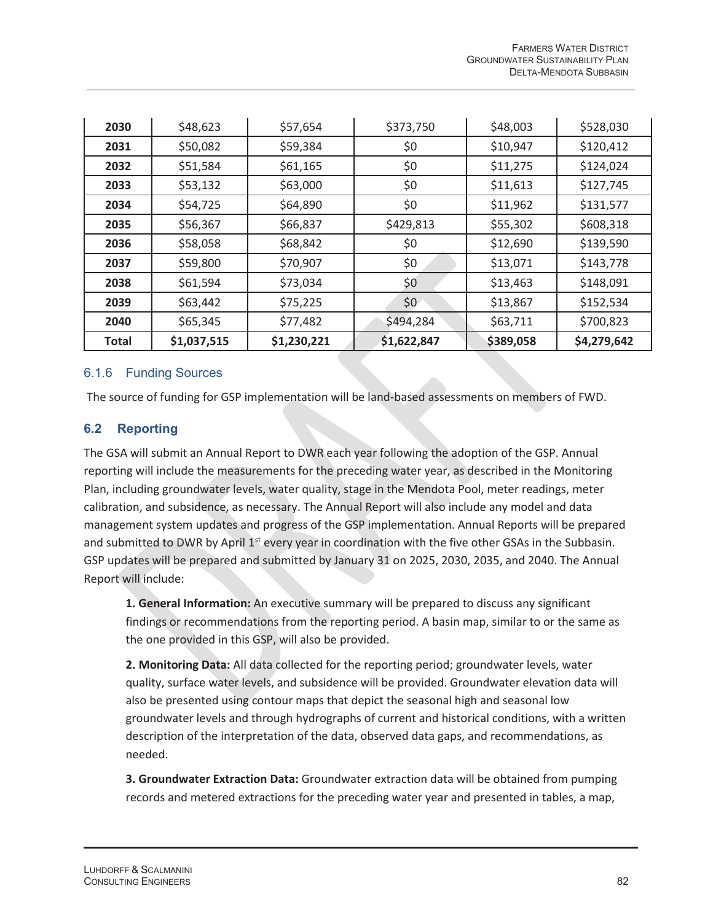| 2030 | $48,623 | $57,654 | $373,750 | $48,003 | $528,030 |
|---|---|---|---|---|---|
| 2031 | $50,082 | $59,384 | $0 | $10,947 | $120,412 |
| 2032 | $51,584 | $61,165 | $0 | $11,275 | $124,024 |
| 2033 | $53,132 | $63,000 | $0 | $11,613 | $127,745 |
| 2034 | $54,725 | $64,890 | $0 | $11,962 | $131,577 |
| 2035 | $56,367 | $66,837 | $429,813 | $55,302 | $608,318 |
| 2036 | $58,058 | $68,842 | $0 | $12,690 | $139,590 |
| 2037 | $59,800 | $70,907 | $0 | $13,071 | $143,778 |
| 2038 | $61,594 | $73,034 | $0 | $13,463 | $148,091 |
| 2039 | $63,442 | $75,225 | $0 | $13,867 | $152,534 |
| 2040 | $65,345 | $77,482 | $494,284 | $63,711 | $700,823 |
| **Total** | **$1,037,515** | **$1,230,221** | **$1,622,847** | **$389,058** | **$4,279,642** |

### 6.1.6 Funding Sources

The source of funding for GSP implementation will be land-based assessments on members of FWD.

## 6.2 Reporting

The GSA will submit an Annual Report to DWR each year following the adoption of the GSP. Annual reporting will include the measurements for the preceding water year, as described in the Monitoring Plan, including groundwater levels, water quality, stage in the Mendota Pool, meter readings, meter calibration, and subsidence, as necessary. The Annual Report will also include any model and data management system updates and progress of the GSP implementation. Annual Reports will be prepared and submitted to DWR by April 1st every year in coordination with the five other GSAs in the Subbasin. GSP updates will be prepared and submitted by January 31 on 2025, 2030, 2035, and 2040. The Annual Report will include:

**1. General Information:** An executive summary will be prepared to discuss any significant findings or recommendations from the reporting period. A basin map, similar to or the same as the one provided in this GSP, will also be provided.

**2. Monitoring Data:** All data collected for the reporting period; groundwater levels, water quality, surface water levels, and subsidence will be provided. Groundwater elevation data will also be presented using contour maps that depict the seasonal high and seasonal low groundwater levels and through hydrographs of current and historical conditions, with a written description of the interpretation of the data, observed data gaps, and recommendations, as needed.

**3. Groundwater Extraction Data:** Groundwater extraction data will be obtained from pumping records and metered extractions for the preceding water year and presented in tables, a map,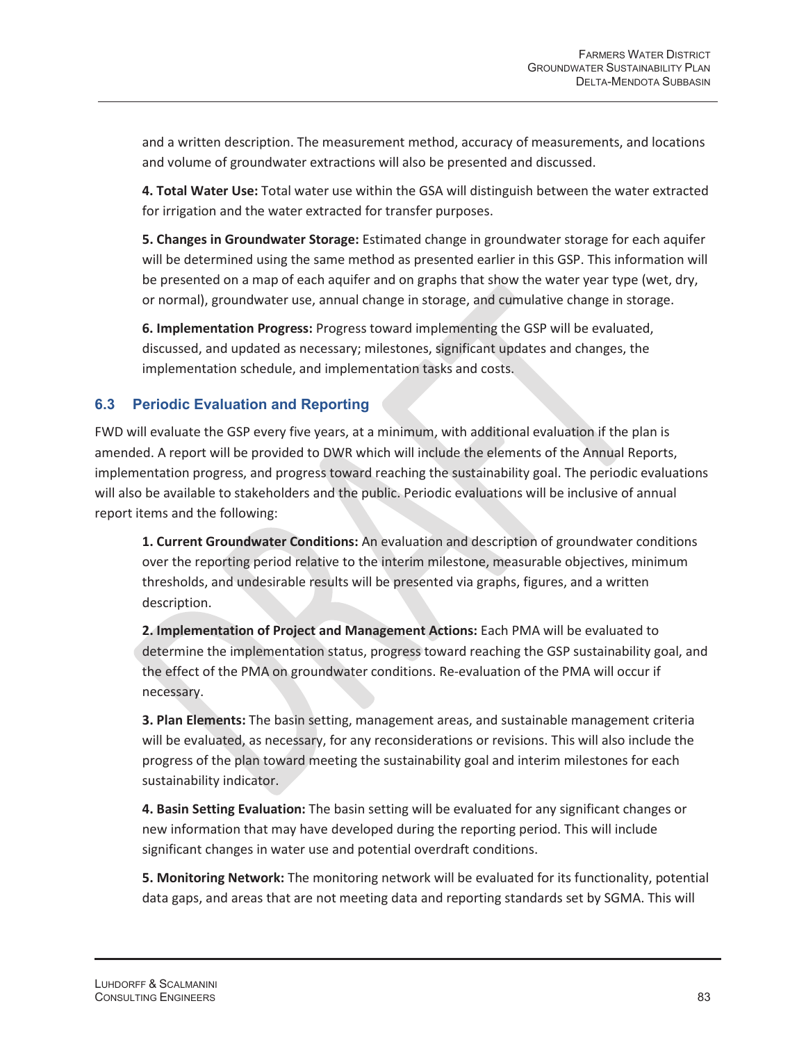and a written description. The measurement method, accuracy of measurements, and locations and volume of groundwater extractions will also be presented and discussed.

**4. Total Water Use:** Total water use within the GSA will distinguish between the water extracted for irrigation and the water extracted for transfer purposes.

**5. Changes in Groundwater Storage:** Estimated change in groundwater storage for each aquifer will be determined using the same method as presented earlier in this GSP. This information will be presented on a map of each aquifer and on graphs that show the water year type (wet, dry, or normal), groundwater use, annual change in storage, and cumulative change in storage.

**6. Implementation Progress:** Progress toward implementing the GSP will be evaluated, discussed, and updated as necessary; milestones, significant updates and changes, the implementation schedule, and implementation tasks and costs.

## 6.3 Periodic Evaluation and Reporting

FWD will evaluate the GSP every five years, at a minimum, with additional evaluation if the plan is amended. A report will be provided to DWR which will include the elements of the Annual Reports, implementation progress, and progress toward reaching the sustainability goal. The periodic evaluations will also be available to stakeholders and the public. Periodic evaluations will be inclusive of annual report items and the following:

**1. Current Groundwater Conditions:** An evaluation and description of groundwater conditions over the reporting period relative to the interim milestone, measurable objectives, minimum thresholds, and undesirable results will be presented via graphs, figures, and a written description.

**2. Implementation of Project and Management Actions:** Each PMA will be evaluated to determine the implementation status, progress toward reaching the GSP sustainability goal, and the effect of the PMA on groundwater conditions. Re-evaluation of the PMA will occur if necessary.

**3. Plan Elements:** The basin setting, management areas, and sustainable management criteria will be evaluated, as necessary, for any reconsiderations or revisions. This will also include the progress of the plan toward meeting the sustainability goal and interim milestones for each sustainability indicator.

**4. Basin Setting Evaluation:** The basin setting will be evaluated for any significant changes or new information that may have developed during the reporting period. This will include significant changes in water use and potential overdraft conditions.

**5. Monitoring Network:** The monitoring network will be evaluated for its functionality, potential data gaps, and areas that are not meeting data and reporting standards set by SGMA. This will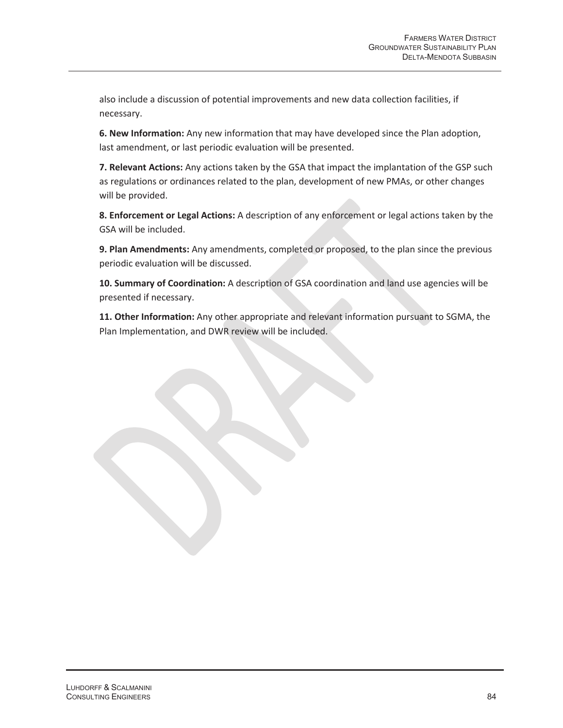also include a discussion of potential improvements and new data collection facilities, if necessary.

**6. New Information:** Any new information that may have developed since the Plan adoption, last amendment, or last periodic evaluation will be presented.

**7. Relevant Actions:** Any actions taken by the GSA that impact the implantation of the GSP such as regulations or ordinances related to the plan, development of new PMAs, or other changes will be provided.

**8. Enforcement or Legal Actions:** A description of any enforcement or legal actions taken by the GSA will be included.

**9. Plan Amendments:** Any amendments, completed or proposed, to the plan since the previous periodic evaluation will be discussed.

**10. Summary of Coordination:** A description of GSA coordination and land use agencies will be presented if necessary.

**11. Other Information:** Any other appropriate and relevant information pursuant to SGMA, the Plan Implementation, and DWR review will be included.